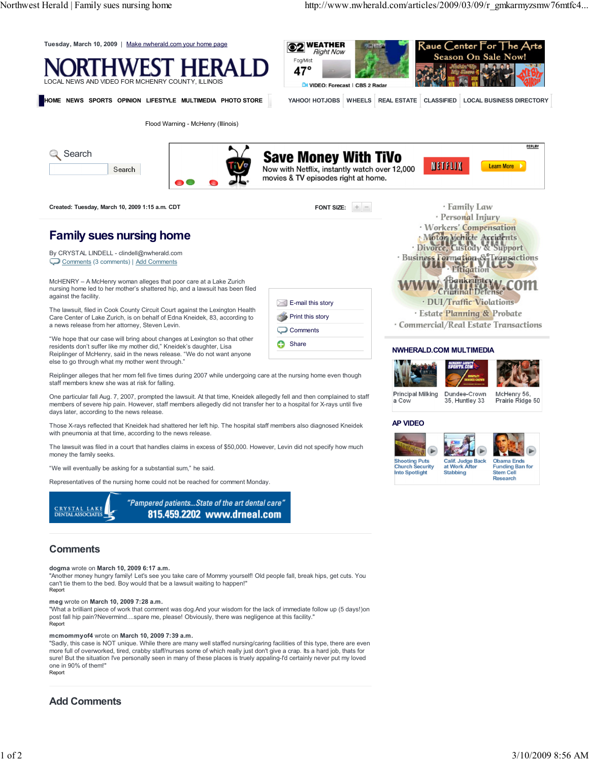Tuesday, March 10, 2009 | Make nwherald.com your home page

# NORTHWEST HERALD

LOCAL NEWS AND VIDEO FOR MCHENRY COUNTY, ILLINOIS

HOME NEWS SPORTS OPINION LIFESTYLE MULTIMEDIA PHOTO STORE | YAHOO! HOTJOBS | WHEELS | REAL ESTATE | CLASSIFIED | LOCAL BUSINESS DIRECTORY

Flood Warning - McHenry (Illinois)

Created: Tuesday, March 10, 2009 1:15 a.m. CDT

FONT SIZE:

# Family sues nursing home

By CRYSTAL LINDELL - clindell@nwherald.com

Comments (3 comments) | Add Comments

McHENRY – A McHenry woman alleges that poor care at a Lake Zurich nursing home led to her mother's shattered hip, and a lawsuit has been filed against the facility.

The lawsuit, filed in Cook County Circuit Court against the Lexington Health Care Center of Lake Zurich, is on behalf of Edna Kneidek, 83, according to a news release from her attorney, Steven Levin.

"We hope that our case will bring about changes at Lexington so that other residents don't suffer like my mother did," Kneidek's daughter, Lisa Reiplinger of McHenry, said in the news release. "We do not want anyone else to go through what my mother went through."

Reiplinger alleges that her mom fell five times during 2007 while undergoing care at the nursing home even though staff members knew she was at risk for falling.

One particular fall Aug. 7, 2007, prompted the lawsuit. At that time, Kneidek allegedly fell and then complained to staff members of severe hip pain. However, staff members allegedly did not transfer her to a hospital for X-rays until five days later, according to the news release.

Those X-rays reflected that Kneidek had shattered her left hip. The hospital staff members also diagnosed Kneidek with pneumonia at that time, according to the news release.

The lawsuit was filed in a court that handles claims in excess of $50,000. However, Levin did not specify how much money the family seeks.

"We will eventually be asking for a substantial sum," he said.

Representatives of the nursing home could not be reached for comment Monday.

## Comments

**dogma** wrote on **March 10, 2009 6:17 a.m.**
"Another money hungry family! Let's see you take care of Mommy yourself! Old people fall, break hips, get cuts. You can't tie them to the bed. Boy would that be a lawsuit waiting to happen!"
Report

**meg** wrote on **March 10, 2009 7:28 a.m.**
"What a brilliant piece of work that comment was dog.And your wisdom for the lack of immediate follow up (5 days!)on post fall hip pain?Nevermind....spare me, please! Obviously, there was negligence at this facility."
Report

**mcmommyof4** wrote on **March 10, 2009 7:39 a.m.**
"Sadly, this case is NOT unique. While there are many well staffed nursing/caring facilities of this type, there are even more full of overworked, tired, crabby staff/nurses some of which really just don't give a crap. Its a hard job, thats for sure! But the situation Ive personally seen in many of these places is truely appaling-I'd certainly never put my loved one in 90% of them!"
Report

## Add Comments

NWHERALD.COM MULTIMEDIA

- Principal Milking a Cow
- Dundee-Crown 35, Huntley 33
- McHenry 56, Prairie Ridge 50

AP VIDEO

- Shooting Puts Church Security Into Spotlight
- Calif. Judge Back at Work After Stabbing
- Obama Ends Funding Ban for Stem Cell Research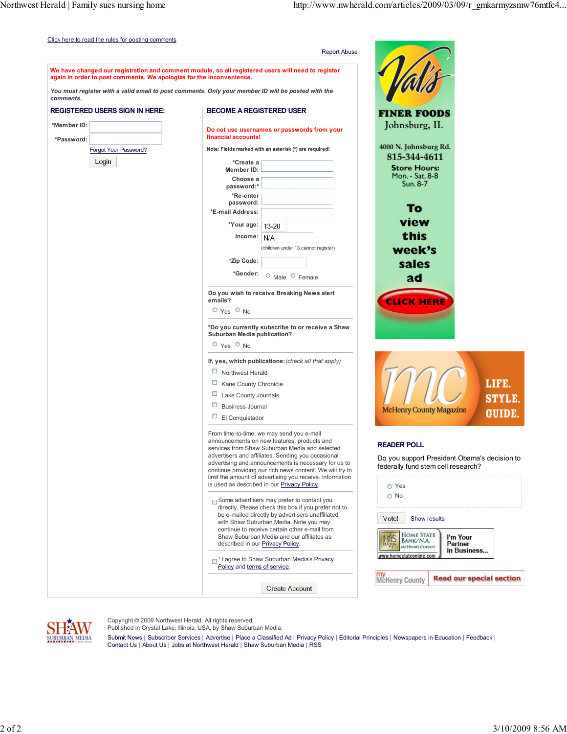Click here to read the rules for posting comments

Report Abuse

**We have changed our registration and comment module, so all registered users will need to register again in order to post comments. We apologize for the inconvenience.**

***You must register with a valid email to post comments. Only your member ID will be posted with the comments.***

**REGISTERED USERS SIGN IN HERE:**

*Member ID:

*Password:

Forgot Your Password?

Login

**BECOME A REGISTERED USER**

**Do not use usernames or passwords from your financial accounts!**

**Note: Fields marked with an asterisk (*) are required!**

*Create a Member ID:

Choose a password:*

*Re-enter password:

*E-mail Address:

*Your age: 13-20

Income: N/A

(children under 13 cannot register)

*Zip Code:

*Gender: Male Female

**Do you wish to receive Breaking News alert emails?**

Yes No

***Do you currently subscribe to or receive a Shaw Suburban Media publication?**

Yes No

**If, yes, which publications:** *(check all that apply)*

- Northwest Herald
- Kane County Chronicle
- Lake County Journals
- Business Journal
- El Conquistador

From time-to-time, we may send you e-mail announcements on new features, products and services from Shaw Suburban Media and selected advertisers and affiliates. Sending you occasional advertising and announcements is necessary for us to continue providing our rich news content. We will try to limit the amount of advertising you receive. Information is used as described in our Privacy Policy.

Some advertisers may prefer to contact you directly. Please check this box if you prefer not to be e-mailed directly by advertisers unaffiliated with Shaw Suburban Media. Note you may continue to receive certain other e-mail from Shaw Suburban Media and our affiliates as described in our Privacy Policy.

* I agree to Shaw Suburban Media's Privacy Policy and terms of service.

Create Account

**Val's FINER FOODS** Johnsburg, IL

4000 N. Johnsburg Rd.
815-344-4611
Store Hours:
Mon. - Sat. 8-8
Sun. 8-7

To view this week's sales ad

CLICK HERE

McHenry County Magazine LIFE. STYLE. GUIDE.

**READER POLL**

Do you support President Obama's decision to federally fund stem cell research?

Yes
No

Vote! Show results

Home State Bank/N.A. McHenry County www.homestateonline.com I'm Your Partner in Business...

my McHenry County Read our special section

Copyright © 2009 Northwest Herald. All rights reserved.
Published in Crystal Lake, Illinois, USA, by Shaw Suburban Media.

Submit News | Subscriber Services | Advertise | Place a Classified Ad | Privacy Policy | Editorial Principles | Newspapers in Education | Feedback | Contact Us | About Us | Jobs at Northwest Herald | Shaw Suburban Media | RSS